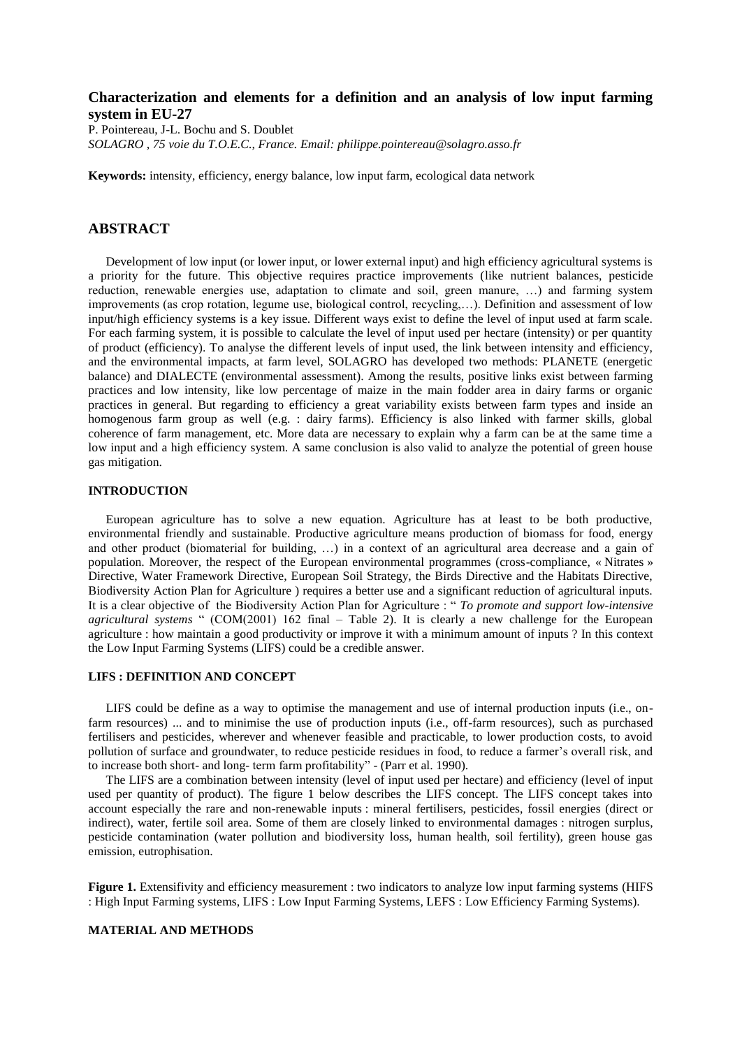# Characterization and elements for a definition and an analysis of low input farming system in EU-27

P. Pointereau, J-L. Bochu and S. Doublet

*SOLAGRO , 75 voie du T.O.E.C., France. Email: philippe.pointereau@solagro.asso.fr*

**Keywords:** intensity, efficiency, energy balance, low input farm, ecological data network

## ABSTRACT

Development of low input (or lower input, or lower external input) and high efficiency agricultural systems is a priority for the future. This objective requires practice improvements (like nutrient balances, pesticide reduction, renewable energies use, adaptation to climate and soil, green manure, …) and farming system improvements (as crop rotation, legume use, biological control, recycling,…). Definition and assessment of low input/high efficiency systems is a key issue. Different ways exist to define the level of input used at farm scale. For each farming system, it is possible to calculate the level of input used per hectare (intensity) or per quantity of product (efficiency). To analyse the different levels of input used, the link between intensity and efficiency, and the environmental impacts, at farm level, SOLAGRO has developed two methods: PLANETE (energetic balance) and DIALECTE (environmental assessment). Among the results, positive links exist between farming practices and low intensity, like low percentage of maize in the main fodder area in dairy farms or organic practices in general. But regarding to efficiency a great variability exists between farm types and inside an homogenous farm group as well (e.g. : dairy farms). Efficiency is also linked with farmer skills, global coherence of farm management, etc. More data are necessary to explain why a farm can be at the same time a low input and a high efficiency system. A same conclusion is also valid to analyze the potential of green house gas mitigation.

### INTRODUCTION

European agriculture has to solve a new equation. Agriculture has at least to be both productive, environmental friendly and sustainable. Productive agriculture means production of biomass for food, energy and other product (biomaterial for building, …) in a context of an agricultural area decrease and a gain of population. Moreover, the respect of the European environmental programmes (cross-compliance, « Nitrates » Directive, Water Framework Directive, European Soil Strategy, the Birds Directive and the Habitats Directive, Biodiversity Action Plan for Agriculture ) requires a better use and a significant reduction of agricultural inputs. It is a clear objective of the Biodiversity Action Plan for Agriculture : " *To promote and support low-intensive agricultural systems* " (COM(2001) 162 final – Table 2). It is clearly a new challenge for the European agriculture : how maintain a good productivity or improve it with a minimum amount of inputs ? In this context the Low Input Farming Systems (LIFS) could be a credible answer.

### LIFS : DEFINITION AND CONCEPT

LIFS could be define as a way to optimise the management and use of internal production inputs (i.e., on-farm resources) ... and to minimise the use of production inputs (i.e., off-farm resources), such as purchased fertilisers and pesticides, wherever and whenever feasible and practicable, to lower production costs, to avoid pollution of surface and groundwater, to reduce pesticide residues in food, to reduce a farmer's overall risk, and to increase both short- and long- term farm profitability" - (Parr et al. 1990).

The LIFS are a combination between intensity (level of input used per hectare) and efficiency (level of input used per quantity of product). The figure 1 below describes the LIFS concept. The LIFS concept takes into account especially the rare and non-renewable inputs : mineral fertilisers, pesticides, fossil energies (direct or indirect), water, fertile soil area. Some of them are closely linked to environmental damages : nitrogen surplus, pesticide contamination (water pollution and biodiversity loss, human health, soil fertility), green house gas emission, eutrophisation.

**Figure 1.** Extensifivity and efficiency measurement : two indicators to analyze low input farming systems (HIFS : High Input Farming systems, LIFS : Low Input Farming Systems, LEFS : Low Efficiency Farming Systems).

### MATERIAL AND METHODS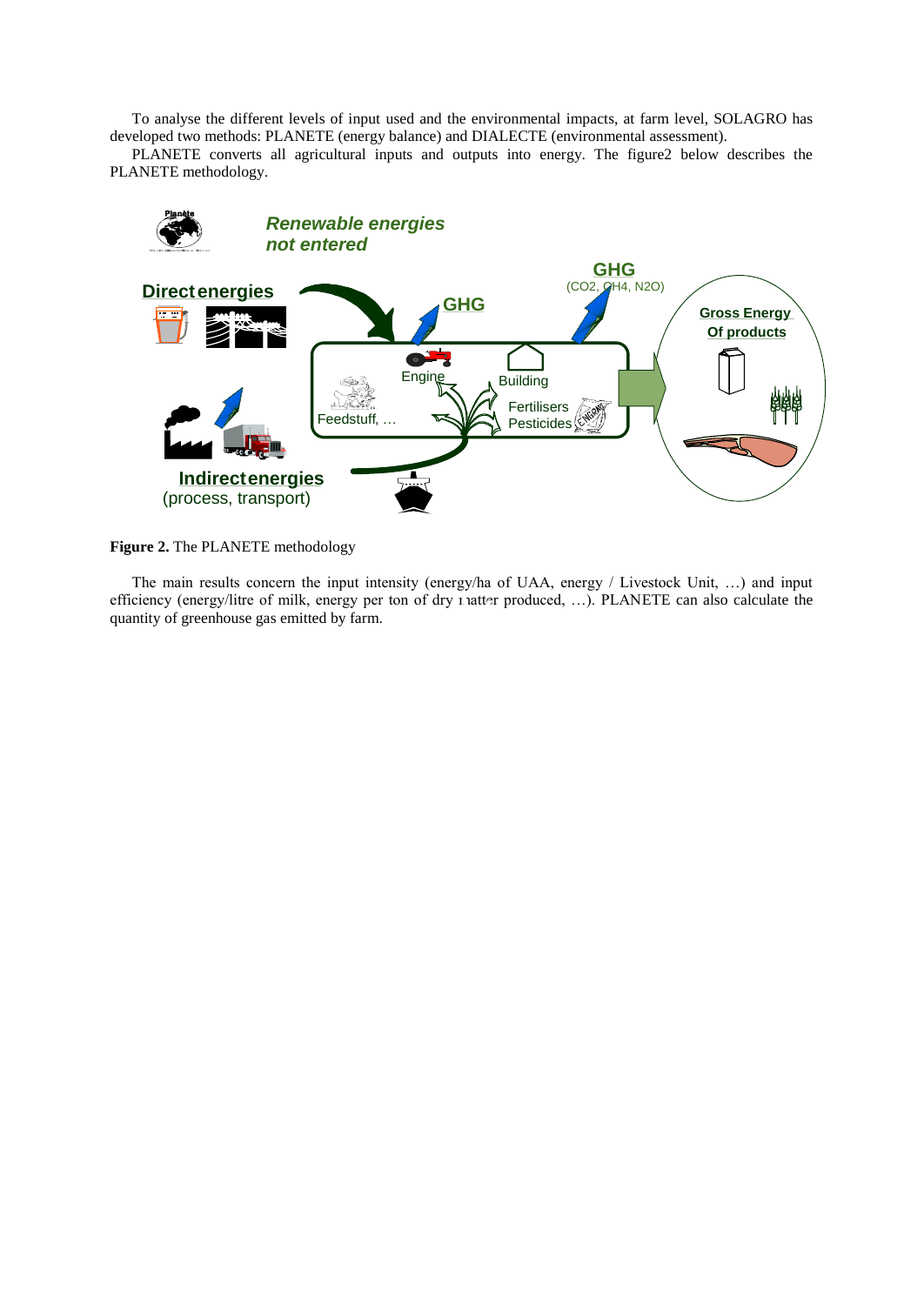To analyse the different levels of input used and the environmental impacts, at farm level, SOLAGRO has developed two methods: PLANETE (energy balance) and DIALECTE (environmental assessment).

PLANETE converts all agricultural inputs and outputs into energy. The figure2 below describes the PLANETE methodology.

Renewable energies not entered

Direct energies

GHG

GHG
(CO2, CH4, N2O)

Gross Energy Of products

Engine

Building

Feedstuff, …

Fertilisers
Pesticides

Indirect energies
(process, transport)

**Figure 2.** The PLANETE methodology

The main results concern the input intensity (energy/ha of UAA, energy / Livestock Unit, …) and input efficiency (energy/litre of milk, energy per ton of dry matter produced, …). PLANETE can also calculate the quantity of greenhouse gas emitted by farm.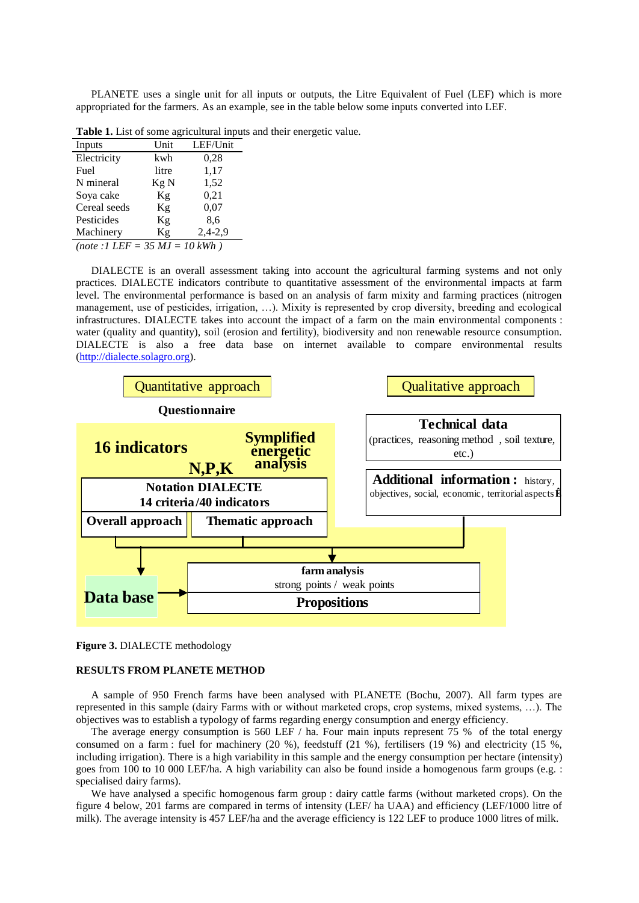PLANETE uses a single unit for all inputs or outputs, the Litre Equivalent of Fuel (LEF) which is more appropriated for the farmers. As an example, see in the table below some inputs converted into LEF.

**Table 1.** List of some agricultural inputs and their energetic value.

| Inputs | Unit | LEF/Unit |
|---|---|---|
| Electricity | kwh | 0,28 |
| Fuel | litre | 1,17 |
| N mineral | Kg N | 1,52 |
| Soya cake | Kg | 0,21 |
| Cereal seeds | Kg | 0,07 |
| Pesticides | Kg | 8,6 |
| Machinery | Kg | 2,4-2,9 |

*(note :1 LEF = 35 MJ = 10 kWh )*

DIALECTE is an overall assessment taking into account the agricultural farming systems and not only practices. DIALECTE indicators contribute to quantitative assessment of the environmental impacts at farm level. The environmental performance is based on an analysis of farm mixity and farming practices (nitrogen management, use of pesticides, irrigation, …). Mixity is represented by crop diversity, breeding and ecological infrastructures. DIALECTE takes into account the impact of a farm on the main environmental components : water (quality and quantity), soil (erosion and fertility), biodiversity and non renewable resource consumption. DIALECTE is also a free data base on internet available to compare environmental results (http://dialecte.solagro.org).

Quantitative approach

Questionnaire

16 indicators

N,P,K

Symplified energetic analysis

Notation DIALECTE
14 criteria/40 indicators

Overall approach

Thematic approach

Qualitative approach

Technical data
(practices, reasoning method , soil texture, etc.)

Additional information : history, objectives, social, economic, territorial aspects…

Data base

farm analysis
strong points / weak points

Propositions

**Figure 3.** DIALECTE methodology

## RESULTS FROM PLANETE METHOD

A sample of 950 French farms have been analysed with PLANETE (Bochu, 2007). All farm types are represented in this sample (dairy Farms with or without marketed crops, crop systems, mixed systems, …). The objectives was to establish a typology of farms regarding energy consumption and energy efficiency.

The average energy consumption is 560 LEF / ha. Four main inputs represent 75 % of the total energy consumed on a farm : fuel for machinery (20 %), feedstuff (21 %), fertilisers (19 %) and electricity (15 %, including irrigation). There is a high variability in this sample and the energy consumption per hectare (intensity) goes from 100 to 10 000 LEF/ha. A high variability can also be found inside a homogenous farm groups (e.g. : specialised dairy farms).

We have analysed a specific homogenous farm group : dairy cattle farms (without marketed crops). On the figure 4 below, 201 farms are compared in terms of intensity (LEF/ ha UAA) and efficiency (LEF/1000 litre of milk). The average intensity is 457 LEF/ha and the average efficiency is 122 LEF to produce 1000 litres of milk.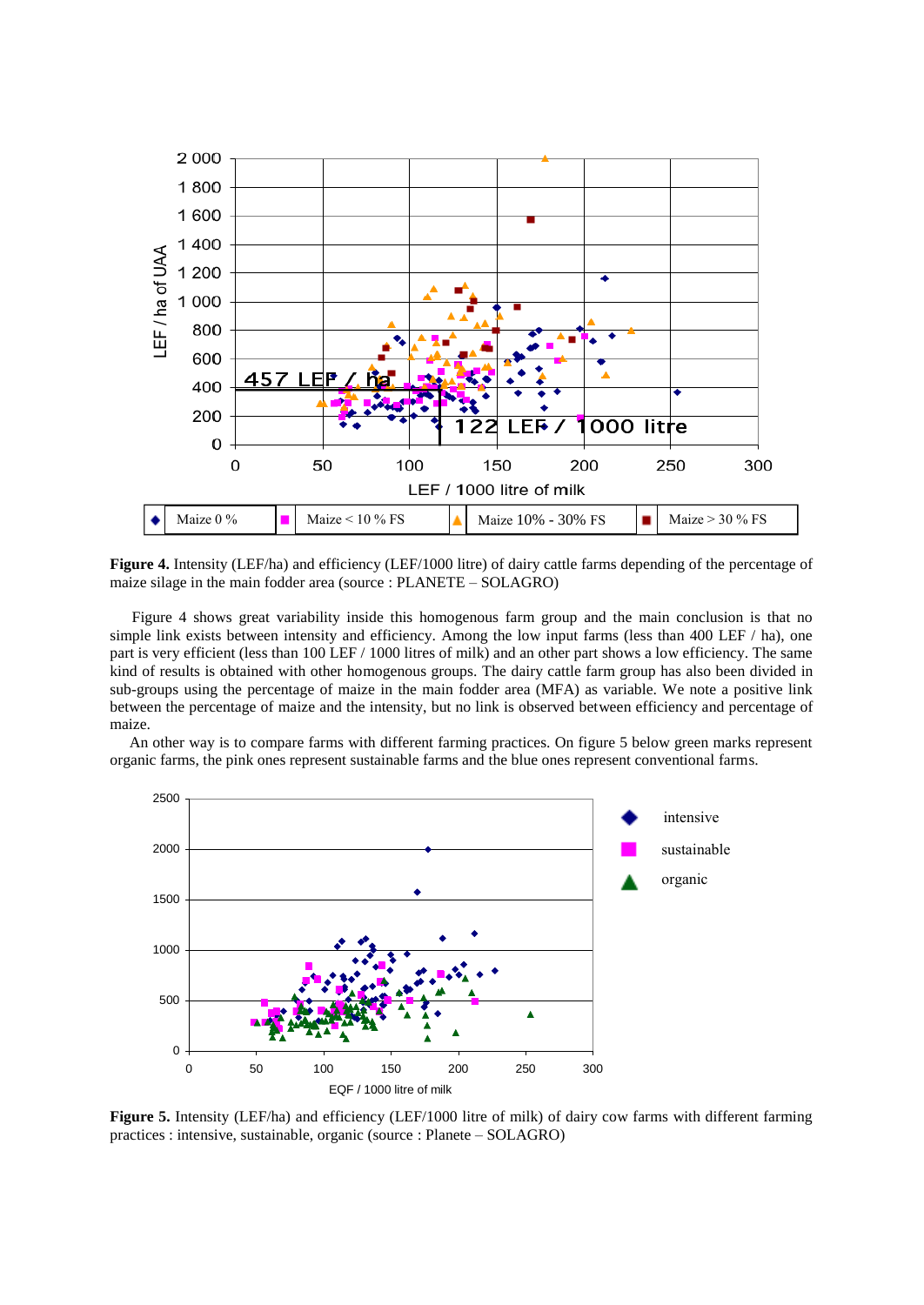2 000
1 800
1 600
1 400
1 200
1 000
800
600
400
200
0

LEF / ha of UAA

457 LEF / ha

122 LEF / 1000 litre

0
50
100
150
200
250
300

LEF / 1000 litre of milk

Maize 0 %
Maize < 10 % FS
Maize 10% - 30% FS
Maize > 30 % FS

**Figure 4.** Intensity (LEF/ha) and efficiency (LEF/1000 litre) of dairy cattle farms depending of the percentage of maize silage in the main fodder area (source : PLANETE – SOLAGRO)

Figure 4 shows great variability inside this homogenous farm group and the main conclusion is that no simple link exists between intensity and efficiency. Among the low input farms (less than 400 LEF / ha), one part is very efficient (less than 100 LEF / 1000 litres of milk) and an other part shows a low efficiency. The same kind of results is obtained with other homogenous groups. The dairy cattle farm group has also been divided in sub-groups using the percentage of maize in the main fodder area (MFA) as variable. We note a positive link between the percentage of maize and the intensity, but no link is observed between efficiency and percentage of maize.

An other way is to compare farms with different farming practices. On figure 5 below green marks represent organic farms, the pink ones represent sustainable farms and the blue ones represent conventional farms.

2500
2000
1500
1000
500
0

0
50
100
150
200
250
300

EQF / 1000 litre of milk

intensive
sustainable
organic

**Figure 5.** Intensity (LEF/ha) and efficiency (LEF/1000 litre of milk) of dairy cow farms with different farming practices : intensive, sustainable, organic (source : Planete – SOLAGRO)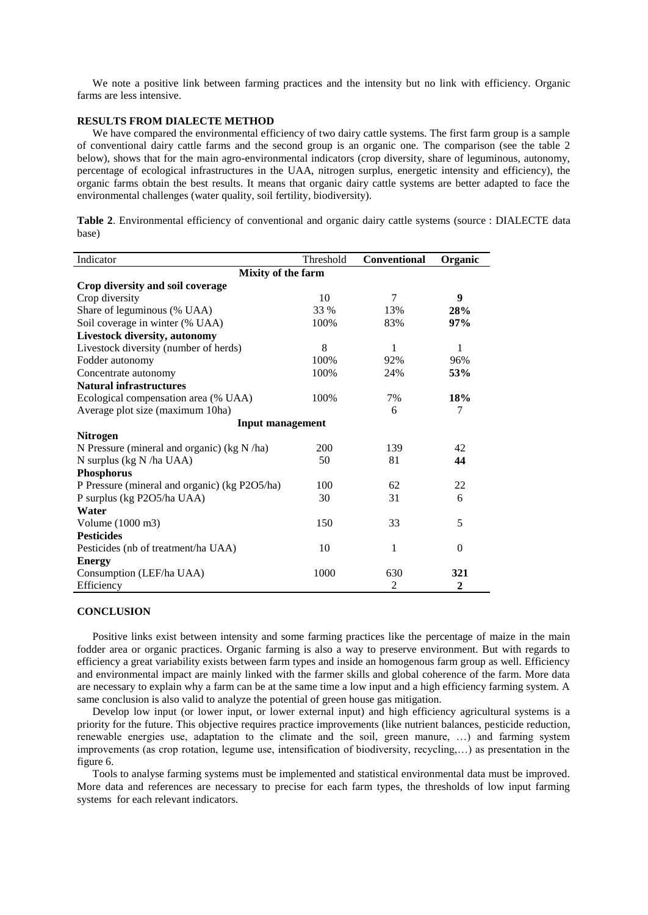We note a positive link between farming practices and the intensity but no link with efficiency. Organic farms are less intensive.

## RESULTS FROM DIALECTE METHOD

We have compared the environmental efficiency of two dairy cattle systems. The first farm group is a sample of conventional dairy cattle farms and the second group is an organic one. The comparison (see the table 2 below), shows that for the main agro-environmental indicators (crop diversity, share of leguminous, autonomy, percentage of ecological infrastructures in the UAA, nitrogen surplus, energetic intensity and efficiency), the organic farms obtain the best results. It means that organic dairy cattle systems are better adapted to face the environmental challenges (water quality, soil fertility, biodiversity).

**Table 2**. Environmental efficiency of conventional and organic dairy cattle systems (source : DIALECTE data base)

| Indicator | Threshold | **Conventional** | **Organic** |
|---|---|---|---|
| **Mixity of the farm** | | | |
| **Crop diversity and soil coverage** | | | |
| Crop diversity | 10 | 7 | **9** |
| Share of leguminous (% UAA) | 33 % | 13% | **28%** |
| Soil coverage in winter (% UAA) | 100% | 83% | **97%** |
| **Livestock diversity, autonomy** | | | |
| Livestock diversity (number of herds) | 8 | 1 | 1 |
| Fodder autonomy | 100% | 92% | 96% |
| Concentrate autonomy | 100% | 24% | **53%** |
| **Natural infrastructures** | | | |
| Ecological compensation area (% UAA) | 100% | 7% | **18%** |
| Average plot size (maximum 10ha) | | 6 | 7 |
| **Input management** | | | |
| **Nitrogen** | | | |
| N Pressure (mineral and organic) (kg N /ha) | 200 | 139 | 42 |
| N surplus (kg N /ha UAA) | 50 | 81 | **44** |
| **Phosphorus** | | | |
| P Pressure (mineral and organic) (kg $P_2O_5$/ha) | 100 | 62 | 22 |
| P surplus (kg $P_2O_5$/ha UAA) | 30 | 31 | 6 |
| **Water** | | | |
| Volume (1000 $m^3$) | 150 | 33 | 5 |
| **Pesticides** | | | |
| Pesticides (nb of treatment/ha UAA) | 10 | 1 | 0 |
| **Energy** | | | |
| Consumption (LEF/ha UAA) | 1000 | 630 | **321** |
| Efficiency | | 2 | **2** |

## CONCLUSION

Positive links exist between intensity and some farming practices like the percentage of maize in the main fodder area or organic practices. Organic farming is also a way to preserve environment. But with regards to efficiency a great variability exists between farm types and inside an homogenous farm group as well. Efficiency and environmental impact are mainly linked with the farmer skills and global coherence of the farm. More data are necessary to explain why a farm can be at the same time a low input and a high efficiency farming system. A same conclusion is also valid to analyze the potential of green house gas mitigation.

Develop low input (or lower input, or lower external input) and high efficiency agricultural systems is a priority for the future. This objective requires practice improvements (like nutrient balances, pesticide reduction, renewable energies use, adaptation to the climate and the soil, green manure, …) and farming system improvements (as crop rotation, legume use, intensification of biodiversity, recycling,…) as presentation in the figure 6.

Tools to analyse farming systems must be implemented and statistical environmental data must be improved. More data and references are necessary to precise for each farm types, the thresholds of low input farming systems for each relevant indicators.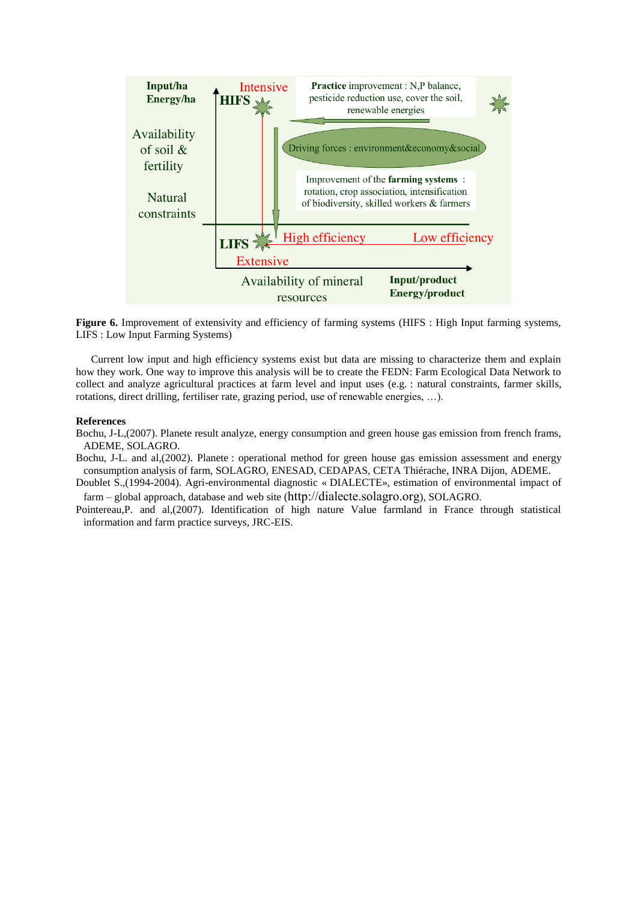Input/ha
Energy/ha

Availability of soil & fertility

Natural constraints

Intensive
HIFS

Practice improvement : N,P balance, pesticide reduction use, cover the soil, renewable energies

Driving forces : environment&economy&social

Improvement of the farming systems : rotation, crop association, intensification of biodiversity, skilled workers & farmers

LIFS
High efficiency
Low efficiency
Extensive

Availability of mineral resources

Input/product
Energy/product

**Figure 6.** Improvement of extensivity and efficiency of farming systems (HIFS : High Input farming systems, LIFS : Low Input Farming Systems)

Current low input and high efficiency systems exist but data are missing to characterize them and explain how they work. One way to improve this analysis will be to create the FEDN: Farm Ecological Data Network to collect and analyze agricultural practices at farm level and input uses (e.g. : natural constraints, farmer skills, rotations, direct drilling, fertiliser rate, grazing period, use of renewable energies, …).

**References**

Bochu, J-L,(2007). Planete result analyze, energy consumption and green house gas emission from french frams, ADEME, SOLAGRO.

Bochu, J-L. and al,(2002). Planete : operational method for green house gas emission assessment and energy consumption analysis of farm, SOLAGRO, ENESAD, CEDAPAS, CETA Thiérache, INRA Dijon, ADEME.

Doublet S.,(1994-2004). Agri-environmental diagnostic « DIALECTE», estimation of environmental impact of farm – global approach, database and web site (http://dialecte.solagro.org), SOLAGRO.

Pointereau,P. and al,(2007). Identification of high nature Value farmland in France through statistical information and farm practice surveys, JRC-EIS.